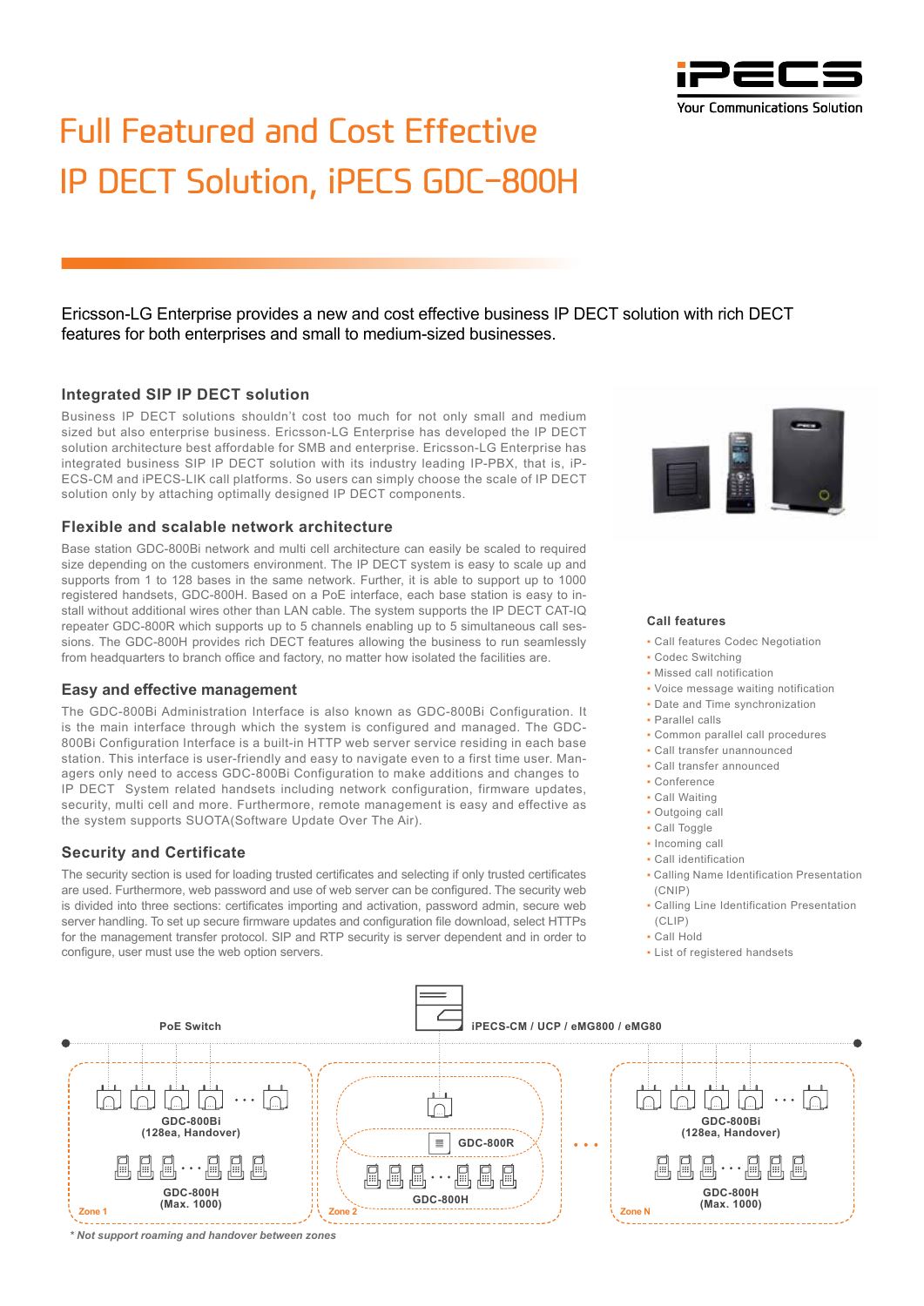iPECS
Your Communications Solution

# Full Featured and Cost Effective IP DECT Solution, iPECS GDC-800H

Ericsson-LG Enterprise provides a new and cost effective business IP DECT solution with rich DECT features for both enterprises and small to medium-sized businesses.

## Integrated SIP IP DECT solution

Business IP DECT solutions shouldn't cost too much for not only small and medium sized but also enterprise business. Ericsson-LG Enterprise has developed the IP DECT solution architecture best affordable for SMB and enterprise. Ericsson-LG Enterprise has integrated business SIP IP DECT solution with its industry leading IP-PBX, that is, iPECS-CM and iPECS-LIK call platforms. So users can simply choose the scale of IP DECT solution only by attaching optimally designed IP DECT components.

## Flexible and scalable network architecture

Base station GDC-800Bi network and multi cell architecture can easily be scaled to required size depending on the customers environment. The IP DECT system is easy to scale up and supports from 1 to 128 bases in the same network. Further, it is able to support up to 1000 registered handsets, GDC-800H. Based on a PoE interface, each base station is easy to install without additional wires other than LAN cable. The system supports the IP DECT CAT-IQ repeater GDC-800R which supports up to 5 channels enabling up to 5 simultaneous call sessions. The GDC-800H provides rich DECT features allowing the business to run seamlessly from headquarters to branch office and factory, no matter how isolated the facilities are.

## Easy and effective management

The GDC-800Bi Administration Interface is also known as GDC-800Bi Configuration. It is the main interface through which the system is configured and managed. The GDC-800Bi Configuration Interface is a built-in HTTP web server service residing in each base station. This interface is user-friendly and easy to navigate even to a first time user. Managers only need to access GDC-800Bi Configuration to make additions and changes to IP DECT System related handsets including network configuration, firmware updates, security, multi cell and more. Furthermore, remote management is easy and effective as the system supports SUOTA(Software Update Over The Air).

## Security and Certificate

The security section is used for loading trusted certificates and selecting if only trusted certificates are used. Furthermore, web password and use of web server can be configured. The security web is divided into three sections: certificates importing and activation, password admin, secure web server handling. To set up secure firmware updates and configuration file download, select HTTPs for the management transfer protocol. SIP and RTP security is server dependent and in order to configure, user must use the web option servers.

### Call features

- Call features Codec Negotiation
- Codec Switching
- Missed call notification
- Voice message waiting notification
- Date and Time synchronization
- Parallel calls
- Common parallel call procedures
- Call transfer unannounced
- Call transfer announced
- Conference
- Call Waiting
- Outgoing call
- Call Toggle
- Incoming call
- Call identification
- Calling Name Identification Presentation (CNIP)
- Calling Line Identification Presentation (CLIP)
- Call Hold
- List of registered handsets

PoE Switch — iPECS-CM / UCP / eMG800 / eMG80

Zone 1: GDC-800Bi (128ea, Handover); GDC-800H (Max. 1000)

Zone 2: GDC-800R; GDC-800H

Zone N: GDC-800Bi (128ea, Handover); GDC-800H (Max. 1000)

*\* Not support roaming and handover between zones*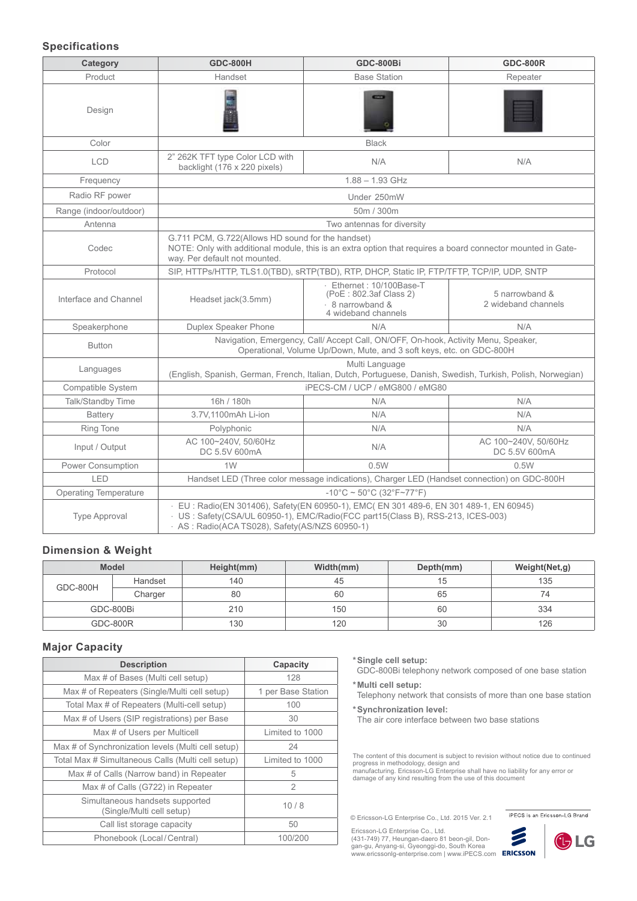## Specifications

| Category | GDC-800H | GDC-800Bi | GDC-800R |
|---|---|---|---|
| Product | Handset | Base Station | Repeater |
| Design | | | |
| Color | Black | | |
| LCD | 2" 262K TFT type Color LCD with backlight (176 x 220 pixels) | N/A | N/A |
| Frequency | 1.88 – 1.93 GHz | | |
| Radio RF power | Under 250mW | | |
| Range (indoor/outdoor) | 50m / 300m | | |
| Antenna | Two antennas for diversity | | |
| Codec | G.711 PCM, G.722(Allows HD sound for the handset) NOTE: Only with additional module, this is an extra option that requires a board connector mounted in Gateway. Per default not mounted. | | |
| Protocol | SIP, HTTPs/HTTP, TLS1.0(TBD), sRTP(TBD), RTP, DHCP, Static IP, FTP/TFTP, TCP/IP, UDP, SNTP | | |
| Interface and Channel | Headset jack(3.5mm) | · Ethernet : 10/100Base-T (PoE : 802.3af Class 2) · 8 narrowband & 4 wideband channels | 5 narrowband & 2 wideband channels |
| Speakerphone | Duplex Speaker Phone | N/A | N/A |
| Button | Navigation, Emergency, Call/ Accept Call, ON/OFF, On-hook, Activity Menu, Speaker, Operational, Volume Up/Down, Mute, and 3 soft keys, etc. on GDC-800H | | |
| Languages | Multi Language (English, Spanish, German, French, Italian, Dutch, Portuguese, Danish, Swedish, Turkish, Polish, Norwegian) | | |
| Compatible System | iPECS-CM / UCP / eMG800 / eMG80 | | |
| Talk/Standby Time | 16h / 180h | N/A | N/A |
| Battery | 3.7V,1100mAh Li-ion | N/A | N/A |
| Ring Tone | Polyphonic | N/A | N/A |
| Input / Output | AC 100~240V, 50/60Hz DC 5.5V 600mA | N/A | AC 100~240V, 50/60Hz DC 5.5V 600mA |
| Power Consumption | 1W | 0.5W | 0.5W |
| LED | Handset LED (Three color message indications), Charger LED (Handset connection) on GDC-800H | | |
| Operating Temperature | -10°C ~ 50°C (32°F~77°F) | | |
| Type Approval | · EU : Radio(EN 301406), Safety(EN 60950-1), EMC( EN 301 489-6, EN 301 489-1, EN 60945) · US : Safety(CSA/UL 60950-1), EMC/Radio(FCC part15(Class B), RSS-213, ICES-003) · AS : Radio(ACA TS028), Safety(AS/NZS 60950-1) | | |

## Dimension & Weight

| Model | | Height(mm) | Width(mm) | Depth(mm) | Weight(Net,g) |
|---|---|---|---|---|---|
| GDC-800H | Handset | 140 | 45 | 15 | 135 |
| | Charger | 80 | 60 | 65 | 74 |
| GDC-800Bi | | 210 | 150 | 60 | 334 |
| GDC-800R | | 130 | 120 | 30 | 126 |

## Major Capacity

| Description | Capacity |
|---|---|
| Max # of Bases (Multi cell setup) | 128 |
| Max # of Repeaters (Single/Multi cell setup) | 1 per Base Station |
| Total Max # of Repeaters (Multi-cell setup) | 100 |
| Max # of Users (SIP registrations) per Base | 30 |
| Max # of Users per Multicell | Limited to 1000 |
| Max # of Synchronization levels (Multi cell setup) | 24 |
| Total Max # Simultaneous Calls (Multi cell setup) | Limited to 1000 |
| Max # of Calls (Narrow band) in Repeater | 5 |
| Max # of Calls (G722) in Repeater | 2 |
| Simultaneous handsets supported (Single/Multi cell setup) | 10 / 8 |
| Call list storage capacity | 50 |
| Phonebook (Local / Central) | 100/200 |

***Single cell setup:**
GDC-800Bi telephony network composed of one base station

***Multi cell setup:**
Telephony network that consists of more than one base station

***Synchronization level:**
The air core interface between two base stations

The content of this document is subject to revision without notice due to continued progress in methodology, design and manufacturing. Ericsson-LG Enterprise shall have no liability for any error or damage of any kind resulting from the use of this document

© Ericsson-LG Enterprise Co., Ltd. 2015 Ver. 2.1

iPECS is an Ericsson-LG Brand

Ericsson-LG Enterprise Co., Ltd.
(431-749) 77, Heungan-daero 81 beon-gil, Dongan-gu, Anyang-si, Gyeonggi-do, South Korea
www.ericssonlg-enterprise.com | www.iPECS.com

ERICSSON

LG